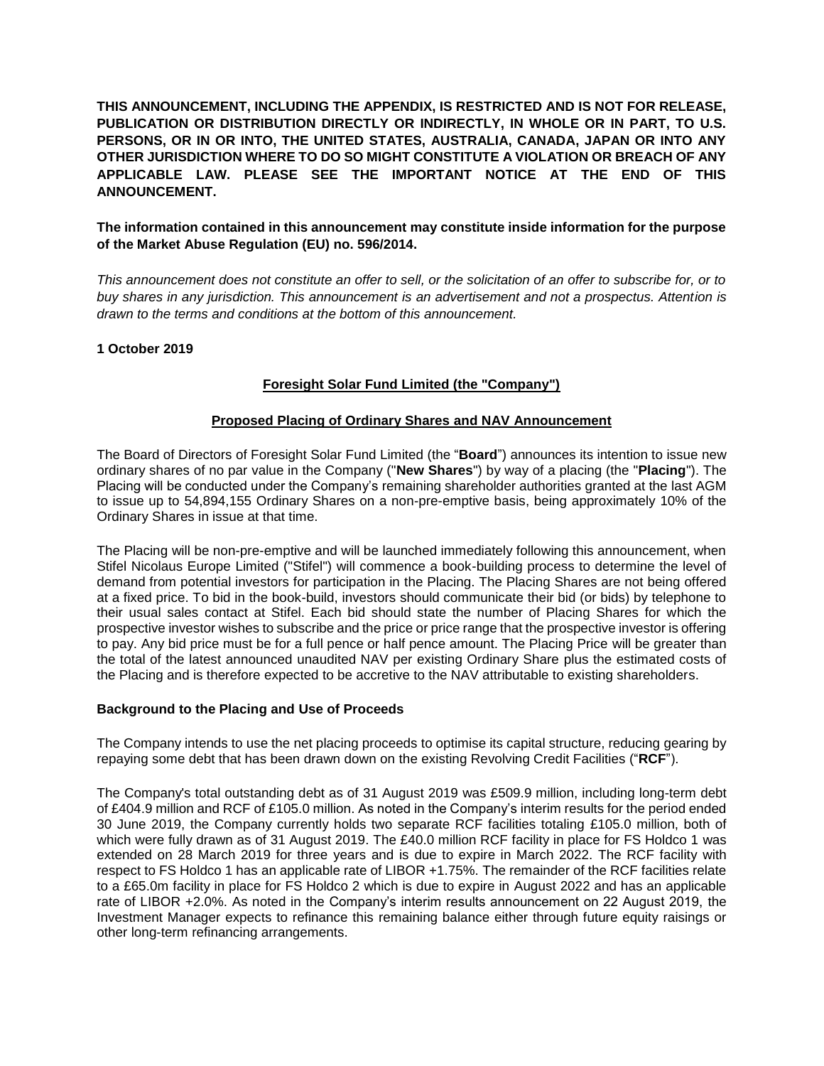**THIS ANNOUNCEMENT, INCLUDING THE APPENDIX, IS RESTRICTED AND IS NOT FOR RELEASE, PUBLICATION OR DISTRIBUTION DIRECTLY OR INDIRECTLY, IN WHOLE OR IN PART, TO U.S. PERSONS, OR IN OR INTO, THE UNITED STATES, AUSTRALIA, CANADA, JAPAN OR INTO ANY OTHER JURISDICTION WHERE TO DO SO MIGHT CONSTITUTE A VIOLATION OR BREACH OF ANY APPLICABLE LAW. PLEASE SEE THE IMPORTANT NOTICE AT THE END OF THIS ANNOUNCEMENT.**

**The information contained in this announcement may constitute inside information for the purpose of the Market Abuse Regulation (EU) no. 596/2014.**

*This announcement does not constitute an offer to sell, or the solicitation of an offer to subscribe for, or to buy shares in any jurisdiction. This announcement is an advertisement and not a prospectus. Attention is drawn to the terms and conditions at the bottom of this announcement.*

**1 October 2019**

## Foresight Solar Fund Limited (the "Company")

### Proposed Placing of Ordinary Shares and NAV Announcement

The Board of Directors of Foresight Solar Fund Limited (the "**Board**") announces its intention to issue new ordinary shares of no par value in the Company ("**New Shares**") by way of a placing (the "**Placing**"). The Placing will be conducted under the Company's remaining shareholder authorities granted at the last AGM to issue up to 54,894,155 Ordinary Shares on a non-pre-emptive basis, being approximately 10% of the Ordinary Shares in issue at that time.

The Placing will be non-pre-emptive and will be launched immediately following this announcement, when Stifel Nicolaus Europe Limited ("Stifel") will commence a book-building process to determine the level of demand from potential investors for participation in the Placing. The Placing Shares are not being offered at a fixed price. To bid in the book-build, investors should communicate their bid (or bids) by telephone to their usual sales contact at Stifel. Each bid should state the number of Placing Shares for which the prospective investor wishes to subscribe and the price or price range that the prospective investor is offering to pay. Any bid price must be for a full pence or half pence amount. The Placing Price will be greater than the total of the latest announced unaudited NAV per existing Ordinary Share plus the estimated costs of the Placing and is therefore expected to be accretive to the NAV attributable to existing shareholders.

### Background to the Placing and Use of Proceeds

The Company intends to use the net placing proceeds to optimise its capital structure, reducing gearing by repaying some debt that has been drawn down on the existing Revolving Credit Facilities ("**RCF**").

The Company's total outstanding debt as of 31 August 2019 was £509.9 million, including long-term debt of £404.9 million and RCF of £105.0 million. As noted in the Company's interim results for the period ended 30 June 2019, the Company currently holds two separate RCF facilities totaling £105.0 million, both of which were fully drawn as of 31 August 2019. The £40.0 million RCF facility in place for FS Holdco 1 was extended on 28 March 2019 for three years and is due to expire in March 2022. The RCF facility with respect to FS Holdco 1 has an applicable rate of LIBOR +1.75%. The remainder of the RCF facilities relate to a £65.0m facility in place for FS Holdco 2 which is due to expire in August 2022 and has an applicable rate of LIBOR +2.0%. As noted in the Company's interim results announcement on 22 August 2019, the Investment Manager expects to refinance this remaining balance either through future equity raisings or other long-term refinancing arrangements.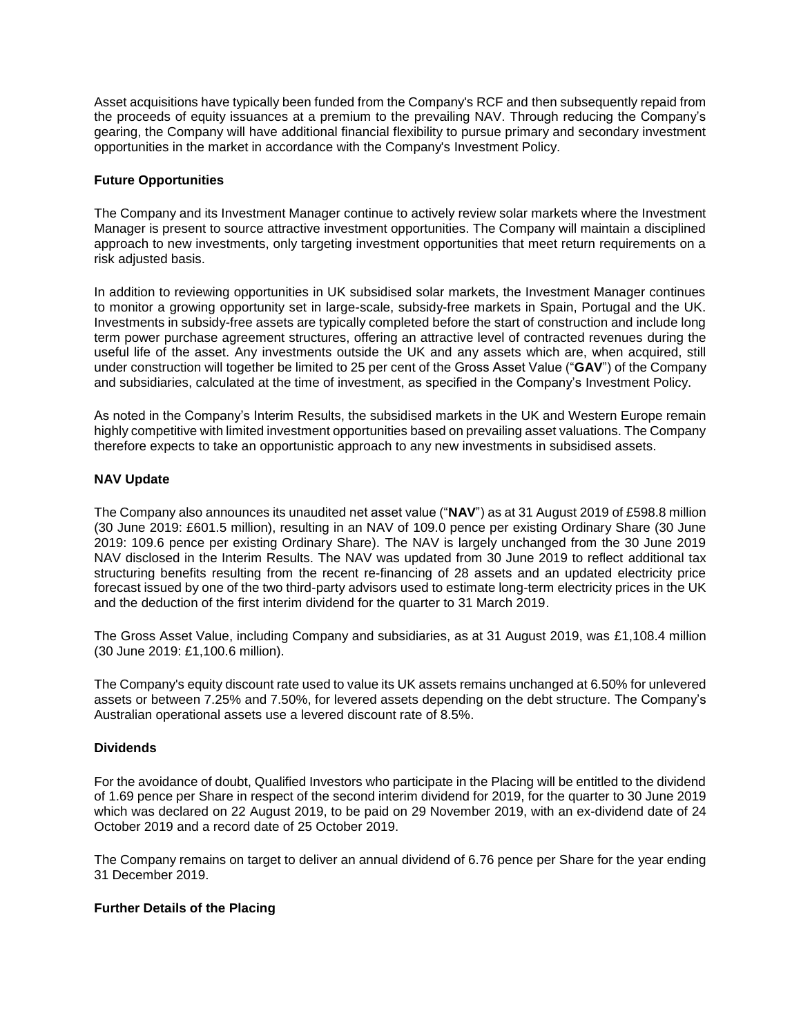Asset acquisitions have typically been funded from the Company's RCF and then subsequently repaid from the proceeds of equity issuances at a premium to the prevailing NAV. Through reducing the Company's gearing, the Company will have additional financial flexibility to pursue primary and secondary investment opportunities in the market in accordance with the Company's Investment Policy.

**Future Opportunities**

The Company and its Investment Manager continue to actively review solar markets where the Investment Manager is present to source attractive investment opportunities. The Company will maintain a disciplined approach to new investments, only targeting investment opportunities that meet return requirements on a risk adjusted basis.

In addition to reviewing opportunities in UK subsidised solar markets, the Investment Manager continues to monitor a growing opportunity set in large-scale, subsidy-free markets in Spain, Portugal and the UK. Investments in subsidy-free assets are typically completed before the start of construction and include long term power purchase agreement structures, offering an attractive level of contracted revenues during the useful life of the asset. Any investments outside the UK and any assets which are, when acquired, still under construction will together be limited to 25 per cent of the Gross Asset Value ("**GAV**") of the Company and subsidiaries, calculated at the time of investment, as specified in the Company's Investment Policy.

As noted in the Company's Interim Results, the subsidised markets in the UK and Western Europe remain highly competitive with limited investment opportunities based on prevailing asset valuations. The Company therefore expects to take an opportunistic approach to any new investments in subsidised assets.

**NAV Update**

The Company also announces its unaudited net asset value ("**NAV**") as at 31 August 2019 of £598.8 million (30 June 2019: £601.5 million), resulting in an NAV of 109.0 pence per existing Ordinary Share (30 June 2019: 109.6 pence per existing Ordinary Share). The NAV is largely unchanged from the 30 June 2019 NAV disclosed in the Interim Results. The NAV was updated from 30 June 2019 to reflect additional tax structuring benefits resulting from the recent re-financing of 28 assets and an updated electricity price forecast issued by one of the two third-party advisors used to estimate long-term electricity prices in the UK and the deduction of the first interim dividend for the quarter to 31 March 2019.

The Gross Asset Value, including Company and subsidiaries, as at 31 August 2019, was £1,108.4 million (30 June 2019: £1,100.6 million).

The Company's equity discount rate used to value its UK assets remains unchanged at 6.50% for unlevered assets or between 7.25% and 7.50%, for levered assets depending on the debt structure. The Company's Australian operational assets use a levered discount rate of 8.5%.

**Dividends**

For the avoidance of doubt, Qualified Investors who participate in the Placing will be entitled to the dividend of 1.69 pence per Share in respect of the second interim dividend for 2019, for the quarter to 30 June 2019 which was declared on 22 August 2019, to be paid on 29 November 2019, with an ex-dividend date of 24 October 2019 and a record date of 25 October 2019.

The Company remains on target to deliver an annual dividend of 6.76 pence per Share for the year ending 31 December 2019.

**Further Details of the Placing**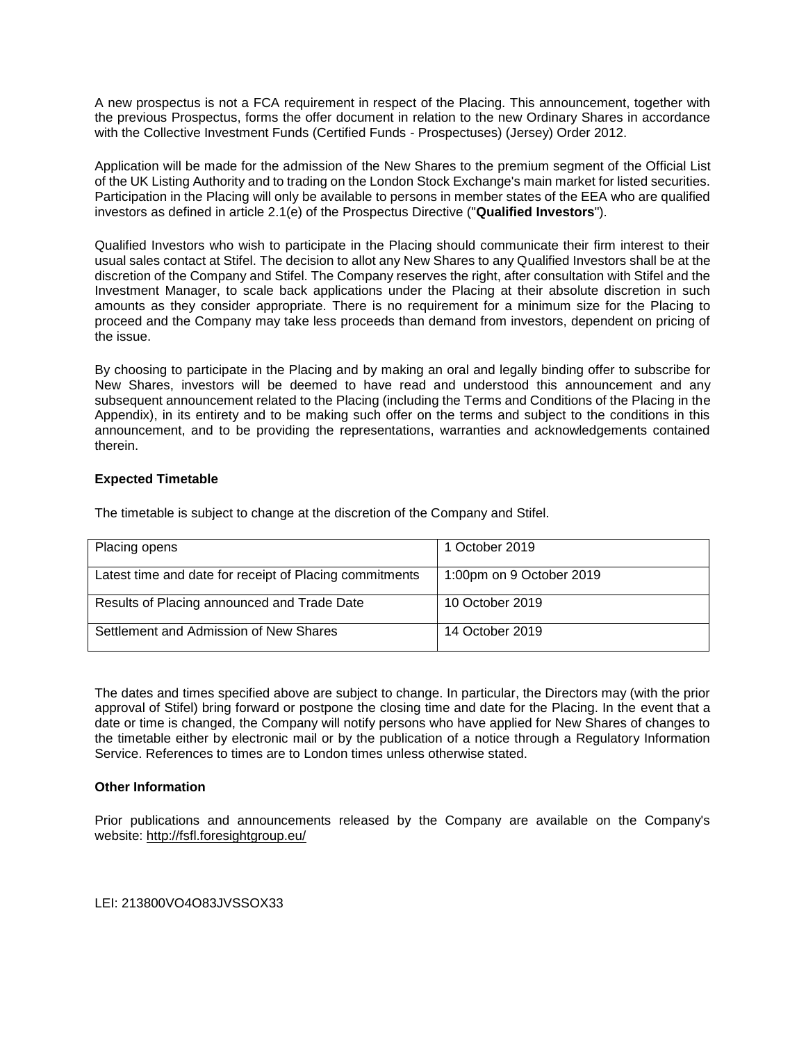A new prospectus is not a FCA requirement in respect of the Placing. This announcement, together with the previous Prospectus, forms the offer document in relation to the new Ordinary Shares in accordance with the Collective Investment Funds (Certified Funds - Prospectuses) (Jersey) Order 2012.

Application will be made for the admission of the New Shares to the premium segment of the Official List of the UK Listing Authority and to trading on the London Stock Exchange's main market for listed securities. Participation in the Placing will only be available to persons in member states of the EEA who are qualified investors as defined in article 2.1(e) of the Prospectus Directive ("**Qualified Investors**").

Qualified Investors who wish to participate in the Placing should communicate their firm interest to their usual sales contact at Stifel. The decision to allot any New Shares to any Qualified Investors shall be at the discretion of the Company and Stifel. The Company reserves the right, after consultation with Stifel and the Investment Manager, to scale back applications under the Placing at their absolute discretion in such amounts as they consider appropriate. There is no requirement for a minimum size for the Placing to proceed and the Company may take less proceeds than demand from investors, dependent on pricing of the issue.

By choosing to participate in the Placing and by making an oral and legally binding offer to subscribe for New Shares, investors will be deemed to have read and understood this announcement and any subsequent announcement related to the Placing (including the Terms and Conditions of the Placing in the Appendix), in its entirety and to be making such offer on the terms and subject to the conditions in this announcement, and to be providing the representations, warranties and acknowledgements contained therein.

**Expected Timetable**

The timetable is subject to change at the discretion of the Company and Stifel.

| | |
|---|---|
| Placing opens | 1 October 2019 |
| Latest time and date for receipt of Placing commitments | 1:00pm on 9 October 2019 |
| Results of Placing announced and Trade Date | 10 October 2019 |
| Settlement and Admission of New Shares | 14 October 2019 |

The dates and times specified above are subject to change. In particular, the Directors may (with the prior approval of Stifel) bring forward or postpone the closing time and date for the Placing. In the event that a date or time is changed, the Company will notify persons who have applied for New Shares of changes to the timetable either by electronic mail or by the publication of a notice through a Regulatory Information Service. References to times are to London times unless otherwise stated.

**Other Information**

Prior publications and announcements released by the Company are available on the Company's website: http://fsfl.foresightgroup.eu/

LEI: 213800VO4O83JVSSOX33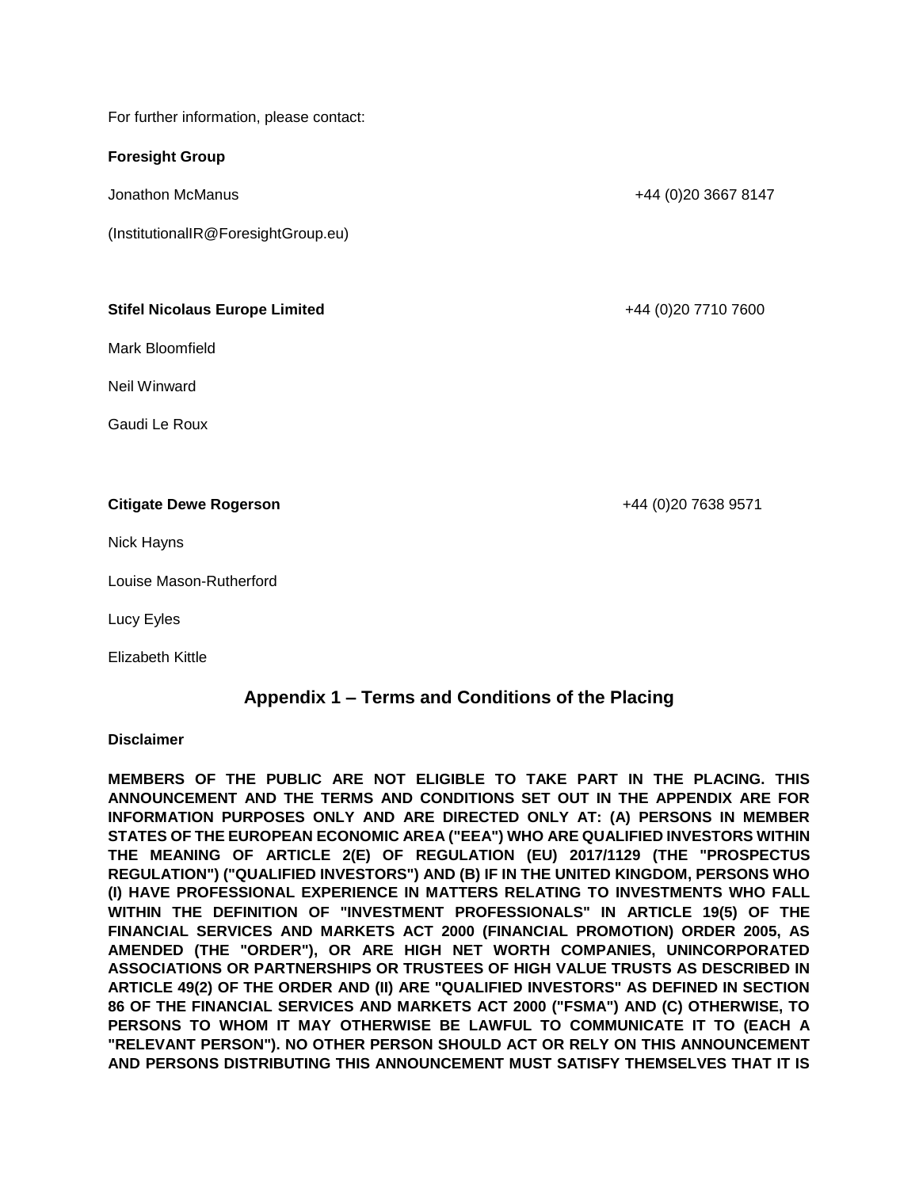For further information, please contact:

**Foresight Group**

Jonathon McManus +44 (0)20 3667 8147

(InstitutionalIR@ForesightGroup.eu)

**Stifel Nicolaus Europe Limited** +44 (0)20 7710 7600

Mark Bloomfield

Neil Winward

Gaudi Le Roux

**Citigate Dewe Rogerson** +44 (0)20 7638 9571

Nick Hayns

Louise Mason-Rutherford

Lucy Eyles

Elizabeth Kittle

## Appendix 1 – Terms and Conditions of the Placing

**Disclaimer**

**MEMBERS OF THE PUBLIC ARE NOT ELIGIBLE TO TAKE PART IN THE PLACING. THIS ANNOUNCEMENT AND THE TERMS AND CONDITIONS SET OUT IN THE APPENDIX ARE FOR INFORMATION PURPOSES ONLY AND ARE DIRECTED ONLY AT: (A) PERSONS IN MEMBER STATES OF THE EUROPEAN ECONOMIC AREA ("EEA") WHO ARE QUALIFIED INVESTORS WITHIN THE MEANING OF ARTICLE 2(E) OF REGULATION (EU) 2017/1129 (THE "PROSPECTUS REGULATION") ("QUALIFIED INVESTORS") AND (B) IF IN THE UNITED KINGDOM, PERSONS WHO (I) HAVE PROFESSIONAL EXPERIENCE IN MATTERS RELATING TO INVESTMENTS WHO FALL WITHIN THE DEFINITION OF "INVESTMENT PROFESSIONALS" IN ARTICLE 19(5) OF THE FINANCIAL SERVICES AND MARKETS ACT 2000 (FINANCIAL PROMOTION) ORDER 2005, AS AMENDED (THE "ORDER"), OR ARE HIGH NET WORTH COMPANIES, UNINCORPORATED ASSOCIATIONS OR PARTNERSHIPS OR TRUSTEES OF HIGH VALUE TRUSTS AS DESCRIBED IN ARTICLE 49(2) OF THE ORDER AND (II) ARE "QUALIFIED INVESTORS" AS DEFINED IN SECTION 86 OF THE FINANCIAL SERVICES AND MARKETS ACT 2000 ("FSMA") AND (C) OTHERWISE, TO PERSONS TO WHOM IT MAY OTHERWISE BE LAWFUL TO COMMUNICATE IT TO (EACH A "RELEVANT PERSON"). NO OTHER PERSON SHOULD ACT OR RELY ON THIS ANNOUNCEMENT AND PERSONS DISTRIBUTING THIS ANNOUNCEMENT MUST SATISFY THEMSELVES THAT IT IS**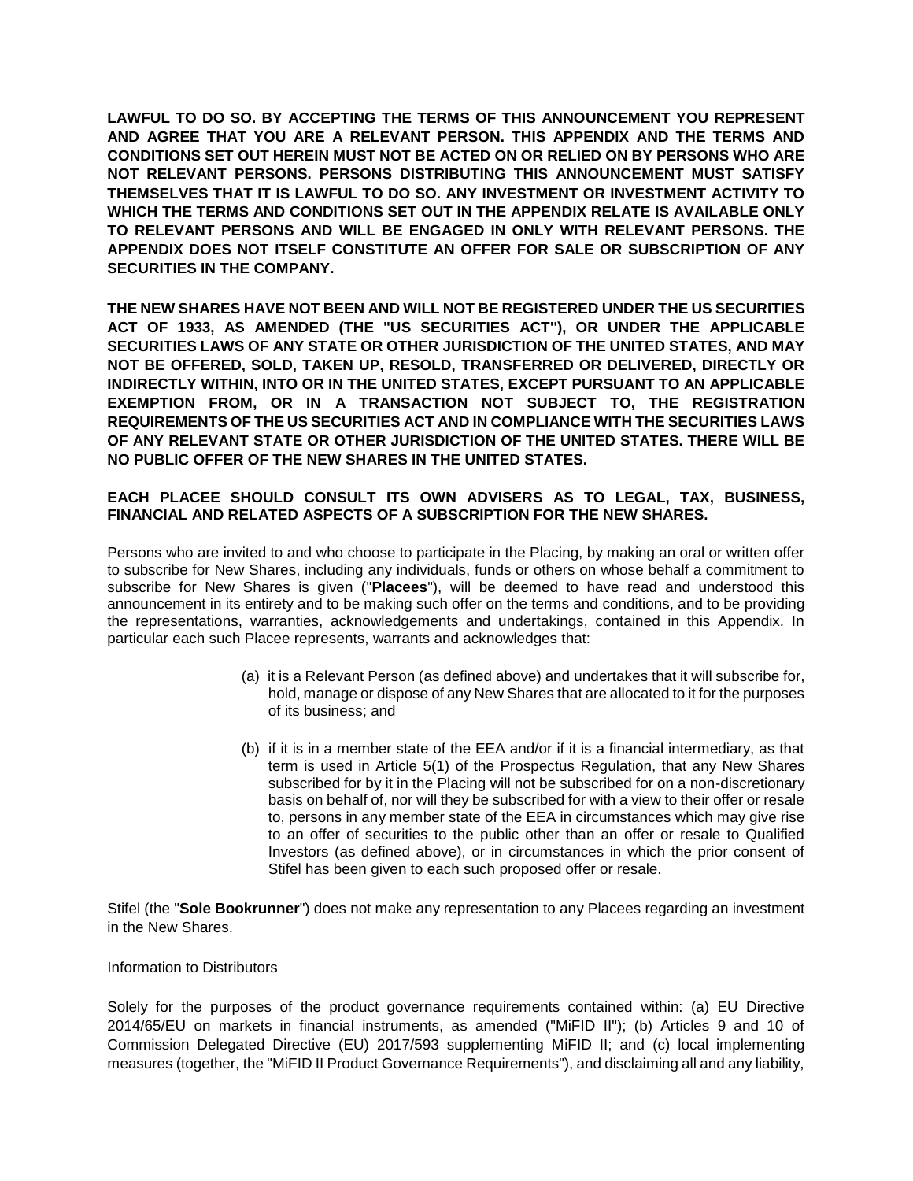**LAWFUL TO DO SO. BY ACCEPTING THE TERMS OF THIS ANNOUNCEMENT YOU REPRESENT AND AGREE THAT YOU ARE A RELEVANT PERSON. THIS APPENDIX AND THE TERMS AND CONDITIONS SET OUT HEREIN MUST NOT BE ACTED ON OR RELIED ON BY PERSONS WHO ARE NOT RELEVANT PERSONS. PERSONS DISTRIBUTING THIS ANNOUNCEMENT MUST SATISFY THEMSELVES THAT IT IS LAWFUL TO DO SO. ANY INVESTMENT OR INVESTMENT ACTIVITY TO WHICH THE TERMS AND CONDITIONS SET OUT IN THE APPENDIX RELATE IS AVAILABLE ONLY TO RELEVANT PERSONS AND WILL BE ENGAGED IN ONLY WITH RELEVANT PERSONS. THE APPENDIX DOES NOT ITSELF CONSTITUTE AN OFFER FOR SALE OR SUBSCRIPTION OF ANY SECURITIES IN THE COMPANY.**

**THE NEW SHARES HAVE NOT BEEN AND WILL NOT BE REGISTERED UNDER THE US SECURITIES ACT OF 1933, AS AMENDED (THE "US SECURITIES ACT"), OR UNDER THE APPLICABLE SECURITIES LAWS OF ANY STATE OR OTHER JURISDICTION OF THE UNITED STATES, AND MAY NOT BE OFFERED, SOLD, TAKEN UP, RESOLD, TRANSFERRED OR DELIVERED, DIRECTLY OR INDIRECTLY WITHIN, INTO OR IN THE UNITED STATES, EXCEPT PURSUANT TO AN APPLICABLE EXEMPTION FROM, OR IN A TRANSACTION NOT SUBJECT TO, THE REGISTRATION REQUIREMENTS OF THE US SECURITIES ACT AND IN COMPLIANCE WITH THE SECURITIES LAWS OF ANY RELEVANT STATE OR OTHER JURISDICTION OF THE UNITED STATES. THERE WILL BE NO PUBLIC OFFER OF THE NEW SHARES IN THE UNITED STATES.**

**EACH PLACEE SHOULD CONSULT ITS OWN ADVISERS AS TO LEGAL, TAX, BUSINESS, FINANCIAL AND RELATED ASPECTS OF A SUBSCRIPTION FOR THE NEW SHARES.**

Persons who are invited to and who choose to participate in the Placing, by making an oral or written offer to subscribe for New Shares, including any individuals, funds or others on whose behalf a commitment to subscribe for New Shares is given ("**Placees**"), will be deemed to have read and understood this announcement in its entirety and to be making such offer on the terms and conditions, and to be providing the representations, warranties, acknowledgements and undertakings, contained in this Appendix. In particular each such Placee represents, warrants and acknowledges that:

(a) it is a Relevant Person (as defined above) and undertakes that it will subscribe for, hold, manage or dispose of any New Shares that are allocated to it for the purposes of its business; and

(b) if it is in a member state of the EEA and/or if it is a financial intermediary, as that term is used in Article 5(1) of the Prospectus Regulation, that any New Shares subscribed for by it in the Placing will not be subscribed for on a non-discretionary basis on behalf of, nor will they be subscribed for with a view to their offer or resale to, persons in any member state of the EEA in circumstances which may give rise to an offer of securities to the public other than an offer or resale to Qualified Investors (as defined above), or in circumstances in which the prior consent of Stifel has been given to each such proposed offer or resale.

Stifel (the "**Sole Bookrunner**") does not make any representation to any Placees regarding an investment in the New Shares.

Information to Distributors

Solely for the purposes of the product governance requirements contained within: (a) EU Directive 2014/65/EU on markets in financial instruments, as amended ("MiFID II"); (b) Articles 9 and 10 of Commission Delegated Directive (EU) 2017/593 supplementing MiFID II; and (c) local implementing measures (together, the "MiFID II Product Governance Requirements"), and disclaiming all and any liability,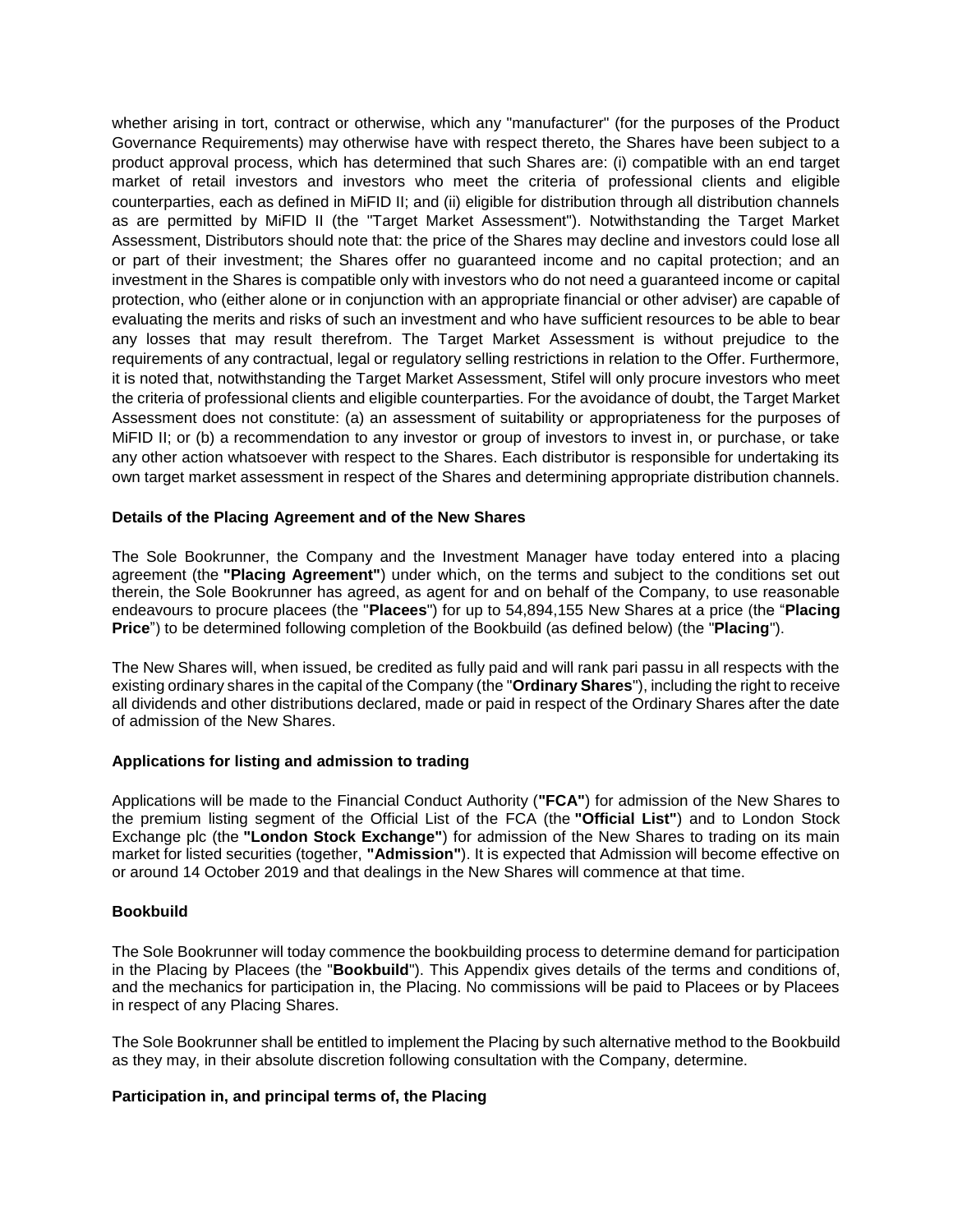whether arising in tort, contract or otherwise, which any "manufacturer" (for the purposes of the Product Governance Requirements) may otherwise have with respect thereto, the Shares have been subject to a product approval process, which has determined that such Shares are: (i) compatible with an end target market of retail investors and investors who meet the criteria of professional clients and eligible counterparties, each as defined in MiFID II; and (ii) eligible for distribution through all distribution channels as are permitted by MiFID II (the "Target Market Assessment"). Notwithstanding the Target Market Assessment, Distributors should note that: the price of the Shares may decline and investors could lose all or part of their investment; the Shares offer no guaranteed income and no capital protection; and an investment in the Shares is compatible only with investors who do not need a guaranteed income or capital protection, who (either alone or in conjunction with an appropriate financial or other adviser) are capable of evaluating the merits and risks of such an investment and who have sufficient resources to be able to bear any losses that may result therefrom. The Target Market Assessment is without prejudice to the requirements of any contractual, legal or regulatory selling restrictions in relation to the Offer. Furthermore, it is noted that, notwithstanding the Target Market Assessment, Stifel will only procure investors who meet the criteria of professional clients and eligible counterparties. For the avoidance of doubt, the Target Market Assessment does not constitute: (a) an assessment of suitability or appropriateness for the purposes of MiFID II; or (b) a recommendation to any investor or group of investors to invest in, or purchase, or take any other action whatsoever with respect to the Shares. Each distributor is responsible for undertaking its own target market assessment in respect of the Shares and determining appropriate distribution channels.

**Details of the Placing Agreement and of the New Shares**

The Sole Bookrunner, the Company and the Investment Manager have today entered into a placing agreement (the **"Placing Agreement"**) under which, on the terms and subject to the conditions set out therein, the Sole Bookrunner has agreed, as agent for and on behalf of the Company, to use reasonable endeavours to procure placees (the "**Placees**") for up to 54,894,155 New Shares at a price (the "**Placing Price**") to be determined following completion of the Bookbuild (as defined below) (the "**Placing**").

The New Shares will, when issued, be credited as fully paid and will rank pari passu in all respects with the existing ordinary shares in the capital of the Company (the "**Ordinary Shares**"), including the right to receive all dividends and other distributions declared, made or paid in respect of the Ordinary Shares after the date of admission of the New Shares.

**Applications for listing and admission to trading**

Applications will be made to the Financial Conduct Authority (**"FCA"**) for admission of the New Shares to the premium listing segment of the Official List of the FCA (the **"Official List"**) and to London Stock Exchange plc (the **"London Stock Exchange"**) for admission of the New Shares to trading on its main market for listed securities (together, **"Admission"**). It is expected that Admission will become effective on or around 14 October 2019 and that dealings in the New Shares will commence at that time.

**Bookbuild**

The Sole Bookrunner will today commence the bookbuilding process to determine demand for participation in the Placing by Placees (the "**Bookbuild**"). This Appendix gives details of the terms and conditions of, and the mechanics for participation in, the Placing. No commissions will be paid to Placees or by Placees in respect of any Placing Shares.

The Sole Bookrunner shall be entitled to implement the Placing by such alternative method to the Bookbuild as they may, in their absolute discretion following consultation with the Company, determine.

**Participation in, and principal terms of, the Placing**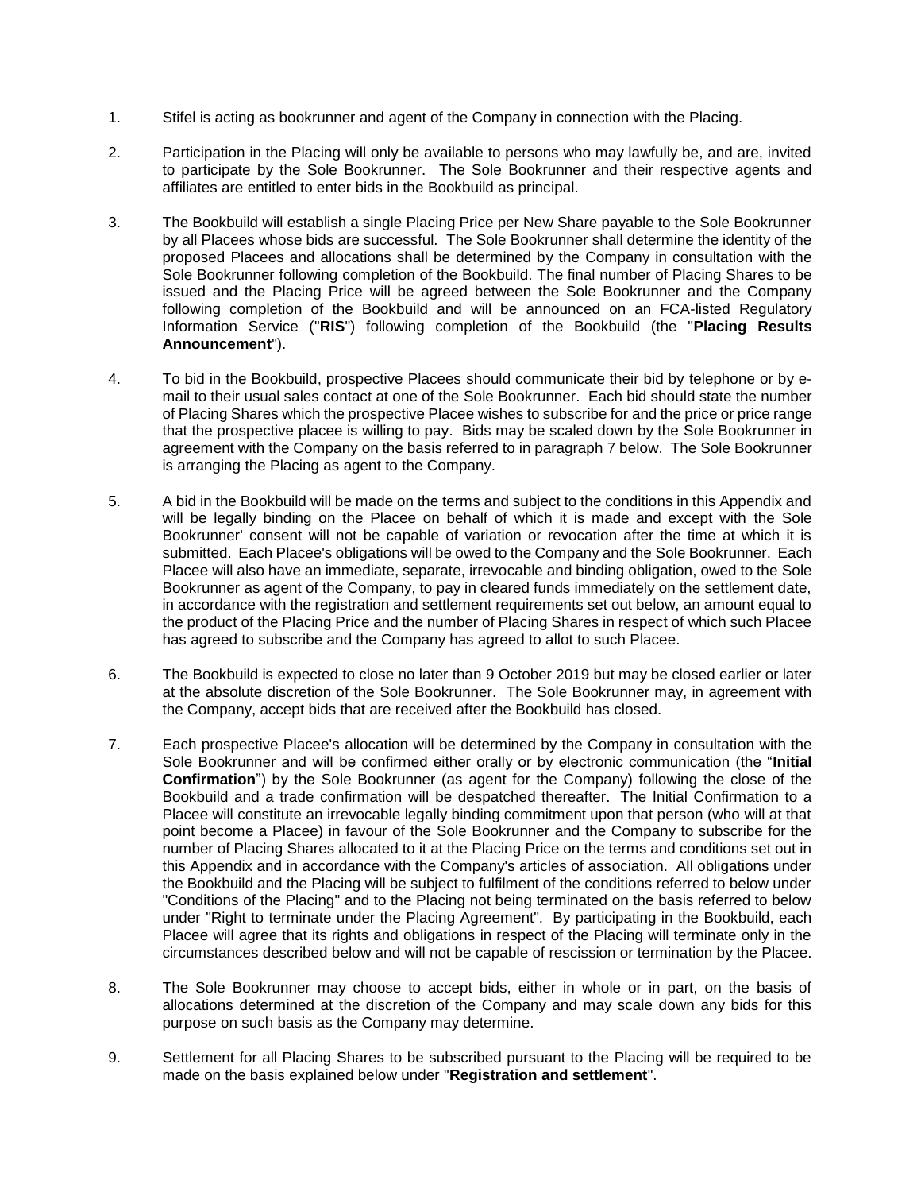1. Stifel is acting as bookrunner and agent of the Company in connection with the Placing.

2. Participation in the Placing will only be available to persons who may lawfully be, and are, invited to participate by the Sole Bookrunner. The Sole Bookrunner and their respective agents and affiliates are entitled to enter bids in the Bookbuild as principal.

3. The Bookbuild will establish a single Placing Price per New Share payable to the Sole Bookrunner by all Placees whose bids are successful. The Sole Bookrunner shall determine the identity of the proposed Placees and allocations shall be determined by the Company in consultation with the Sole Bookrunner following completion of the Bookbuild. The final number of Placing Shares to be issued and the Placing Price will be agreed between the Sole Bookrunner and the Company following completion of the Bookbuild and will be announced on an FCA-listed Regulatory Information Service ("**RIS**") following completion of the Bookbuild (the "**Placing Results Announcement**").

4. To bid in the Bookbuild, prospective Placees should communicate their bid by telephone or by e-mail to their usual sales contact at one of the Sole Bookrunner. Each bid should state the number of Placing Shares which the prospective Placee wishes to subscribe for and the price or price range that the prospective placee is willing to pay. Bids may be scaled down by the Sole Bookrunner in agreement with the Company on the basis referred to in paragraph 7 below. The Sole Bookrunner is arranging the Placing as agent to the Company.

5. A bid in the Bookbuild will be made on the terms and subject to the conditions in this Appendix and will be legally binding on the Placee on behalf of which it is made and except with the Sole Bookrunner' consent will not be capable of variation or revocation after the time at which it is submitted. Each Placee's obligations will be owed to the Company and the Sole Bookrunner. Each Placee will also have an immediate, separate, irrevocable and binding obligation, owed to the Sole Bookrunner as agent of the Company, to pay in cleared funds immediately on the settlement date, in accordance with the registration and settlement requirements set out below, an amount equal to the product of the Placing Price and the number of Placing Shares in respect of which such Placee has agreed to subscribe and the Company has agreed to allot to such Placee.

6. The Bookbuild is expected to close no later than 9 October 2019 but may be closed earlier or later at the absolute discretion of the Sole Bookrunner. The Sole Bookrunner may, in agreement with the Company, accept bids that are received after the Bookbuild has closed.

7. Each prospective Placee's allocation will be determined by the Company in consultation with the Sole Bookrunner and will be confirmed either orally or by electronic communication (the "**Initial Confirmation**") by the Sole Bookrunner (as agent for the Company) following the close of the Bookbuild and a trade confirmation will be despatched thereafter. The Initial Confirmation to a Placee will constitute an irrevocable legally binding commitment upon that person (who will at that point become a Placee) in favour of the Sole Bookrunner and the Company to subscribe for the number of Placing Shares allocated to it at the Placing Price on the terms and conditions set out in this Appendix and in accordance with the Company's articles of association. All obligations under the Bookbuild and the Placing will be subject to fulfilment of the conditions referred to below under "Conditions of the Placing" and to the Placing not being terminated on the basis referred to below under "Right to terminate under the Placing Agreement". By participating in the Bookbuild, each Placee will agree that its rights and obligations in respect of the Placing will terminate only in the circumstances described below and will not be capable of rescission or termination by the Placee.

8. The Sole Bookrunner may choose to accept bids, either in whole or in part, on the basis of allocations determined at the discretion of the Company and may scale down any bids for this purpose on such basis as the Company may determine.

9. Settlement for all Placing Shares to be subscribed pursuant to the Placing will be required to be made on the basis explained below under "**Registration and settlement**".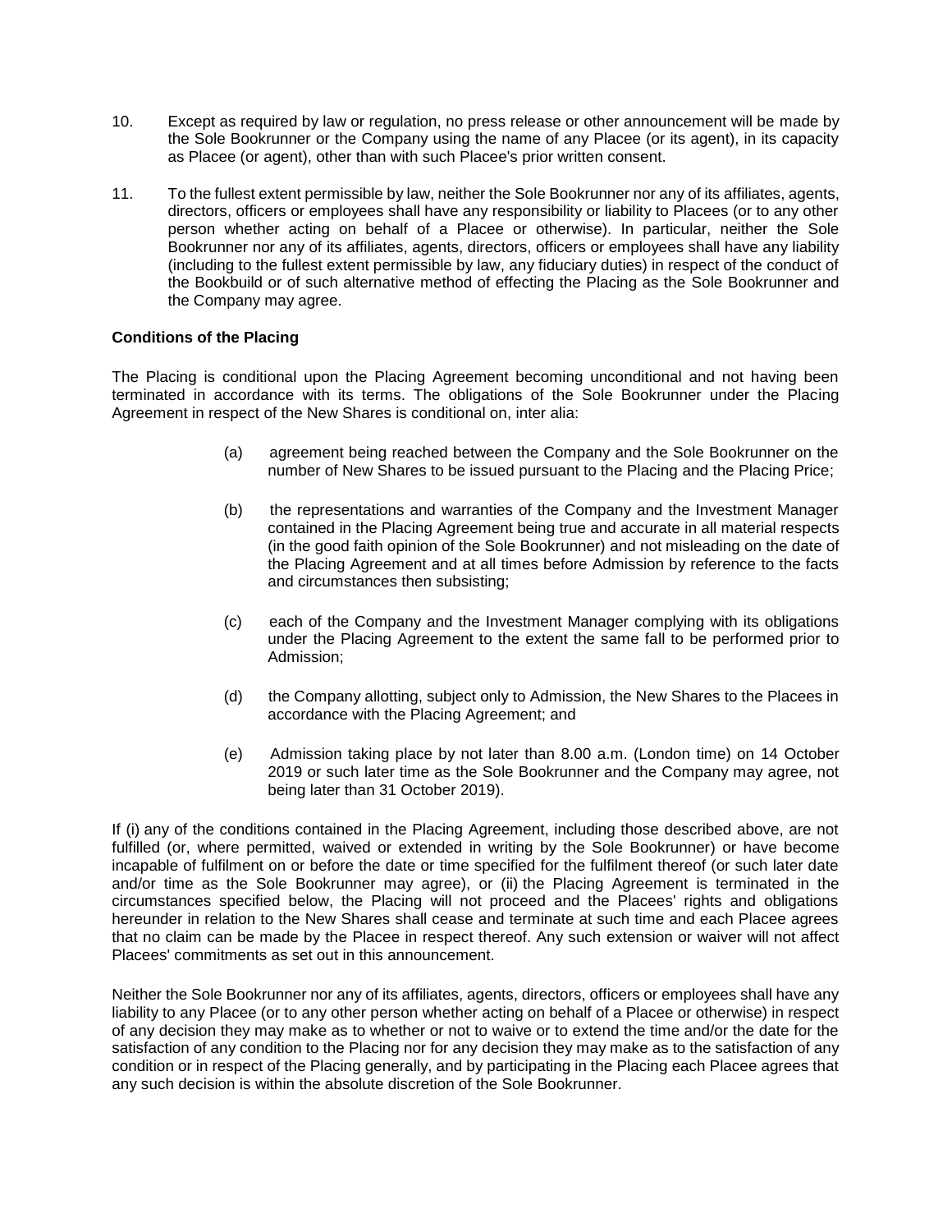10. Except as required by law or regulation, no press release or other announcement will be made by the Sole Bookrunner or the Company using the name of any Placee (or its agent), in its capacity as Placee (or agent), other than with such Placee's prior written consent.

11. To the fullest extent permissible by law, neither the Sole Bookrunner nor any of its affiliates, agents, directors, officers or employees shall have any responsibility or liability to Placees (or to any other person whether acting on behalf of a Placee or otherwise). In particular, neither the Sole Bookrunner nor any of its affiliates, agents, directors, officers or employees shall have any liability (including to the fullest extent permissible by law, any fiduciary duties) in respect of the conduct of the Bookbuild or of such alternative method of effecting the Placing as the Sole Bookrunner and the Company may agree.

**Conditions of the Placing**

The Placing is conditional upon the Placing Agreement becoming unconditional and not having been terminated in accordance with its terms. The obligations of the Sole Bookrunner under the Placing Agreement in respect of the New Shares is conditional on, inter alia:

(a) agreement being reached between the Company and the Sole Bookrunner on the number of New Shares to be issued pursuant to the Placing and the Placing Price;

(b) the representations and warranties of the Company and the Investment Manager contained in the Placing Agreement being true and accurate in all material respects (in the good faith opinion of the Sole Bookrunner) and not misleading on the date of the Placing Agreement and at all times before Admission by reference to the facts and circumstances then subsisting;

(c) each of the Company and the Investment Manager complying with its obligations under the Placing Agreement to the extent the same fall to be performed prior to Admission;

(d) the Company allotting, subject only to Admission, the New Shares to the Placees in accordance with the Placing Agreement; and

(e) Admission taking place by not later than 8.00 a.m. (London time) on 14 October 2019 or such later time as the Sole Bookrunner and the Company may agree, not being later than 31 October 2019).

If (i) any of the conditions contained in the Placing Agreement, including those described above, are not fulfilled (or, where permitted, waived or extended in writing by the Sole Bookrunner) or have become incapable of fulfilment on or before the date or time specified for the fulfilment thereof (or such later date and/or time as the Sole Bookrunner may agree), or (ii) the Placing Agreement is terminated in the circumstances specified below, the Placing will not proceed and the Placees' rights and obligations hereunder in relation to the New Shares shall cease and terminate at such time and each Placee agrees that no claim can be made by the Placee in respect thereof. Any such extension or waiver will not affect Placees' commitments as set out in this announcement.

Neither the Sole Bookrunner nor any of its affiliates, agents, directors, officers or employees shall have any liability to any Placee (or to any other person whether acting on behalf of a Placee or otherwise) in respect of any decision they may make as to whether or not to waive or to extend the time and/or the date for the satisfaction of any condition to the Placing nor for any decision they may make as to the satisfaction of any condition or in respect of the Placing generally, and by participating in the Placing each Placee agrees that any such decision is within the absolute discretion of the Sole Bookrunner.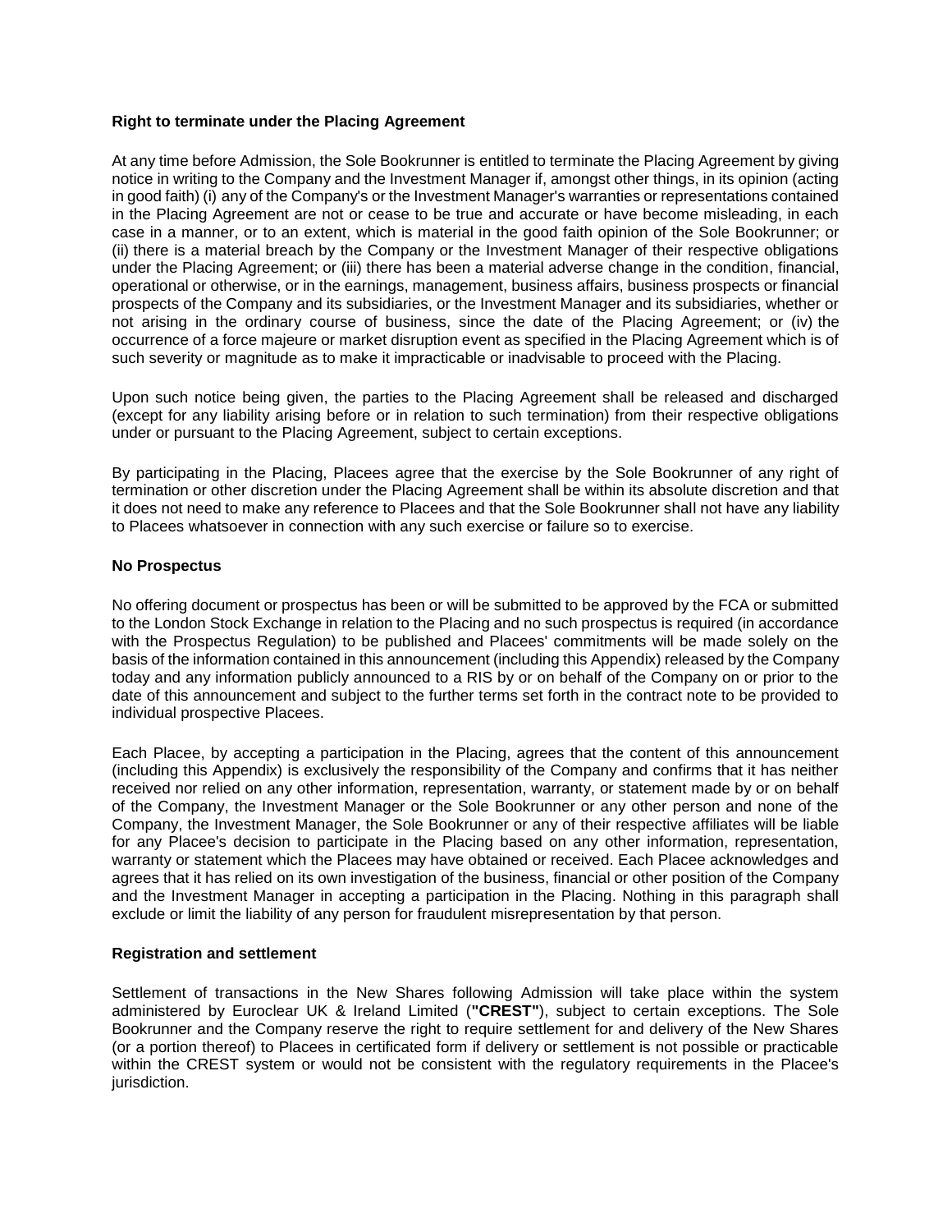**Right to terminate under the Placing Agreement**

At any time before Admission, the Sole Bookrunner is entitled to terminate the Placing Agreement by giving notice in writing to the Company and the Investment Manager if, amongst other things, in its opinion (acting in good faith) (i) any of the Company's or the Investment Manager's warranties or representations contained in the Placing Agreement are not or cease to be true and accurate or have become misleading, in each case in a manner, or to an extent, which is material in the good faith opinion of the Sole Bookrunner; or (ii) there is a material breach by the Company or the Investment Manager of their respective obligations under the Placing Agreement; or (iii) there has been a material adverse change in the condition, financial, operational or otherwise, or in the earnings, management, business affairs, business prospects or financial prospects of the Company and its subsidiaries, or the Investment Manager and its subsidiaries, whether or not arising in the ordinary course of business, since the date of the Placing Agreement; or (iv) the occurrence of a force majeure or market disruption event as specified in the Placing Agreement which is of such severity or magnitude as to make it impracticable or inadvisable to proceed with the Placing.

Upon such notice being given, the parties to the Placing Agreement shall be released and discharged (except for any liability arising before or in relation to such termination) from their respective obligations under or pursuant to the Placing Agreement, subject to certain exceptions.

By participating in the Placing, Placees agree that the exercise by the Sole Bookrunner of any right of termination or other discretion under the Placing Agreement shall be within its absolute discretion and that it does not need to make any reference to Placees and that the Sole Bookrunner shall not have any liability to Placees whatsoever in connection with any such exercise or failure so to exercise.

**No Prospectus**

No offering document or prospectus has been or will be submitted to be approved by the FCA or submitted to the London Stock Exchange in relation to the Placing and no such prospectus is required (in accordance with the Prospectus Regulation) to be published and Placees' commitments will be made solely on the basis of the information contained in this announcement (including this Appendix) released by the Company today and any information publicly announced to a RIS by or on behalf of the Company on or prior to the date of this announcement and subject to the further terms set forth in the contract note to be provided to individual prospective Placees.

Each Placee, by accepting a participation in the Placing, agrees that the content of this announcement (including this Appendix) is exclusively the responsibility of the Company and confirms that it has neither received nor relied on any other information, representation, warranty, or statement made by or on behalf of the Company, the Investment Manager or the Sole Bookrunner or any other person and none of the Company, the Investment Manager, the Sole Bookrunner or any of their respective affiliates will be liable for any Placee's decision to participate in the Placing based on any other information, representation, warranty or statement which the Placees may have obtained or received. Each Placee acknowledges and agrees that it has relied on its own investigation of the business, financial or other position of the Company and the Investment Manager in accepting a participation in the Placing. Nothing in this paragraph shall exclude or limit the liability of any person for fraudulent misrepresentation by that person.

**Registration and settlement**

Settlement of transactions in the New Shares following Admission will take place within the system administered by Euroclear UK & Ireland Limited (**"CREST"**), subject to certain exceptions. The Sole Bookrunner and the Company reserve the right to require settlement for and delivery of the New Shares (or a portion thereof) to Placees in certificated form if delivery or settlement is not possible or practicable within the CREST system or would not be consistent with the regulatory requirements in the Placee's jurisdiction.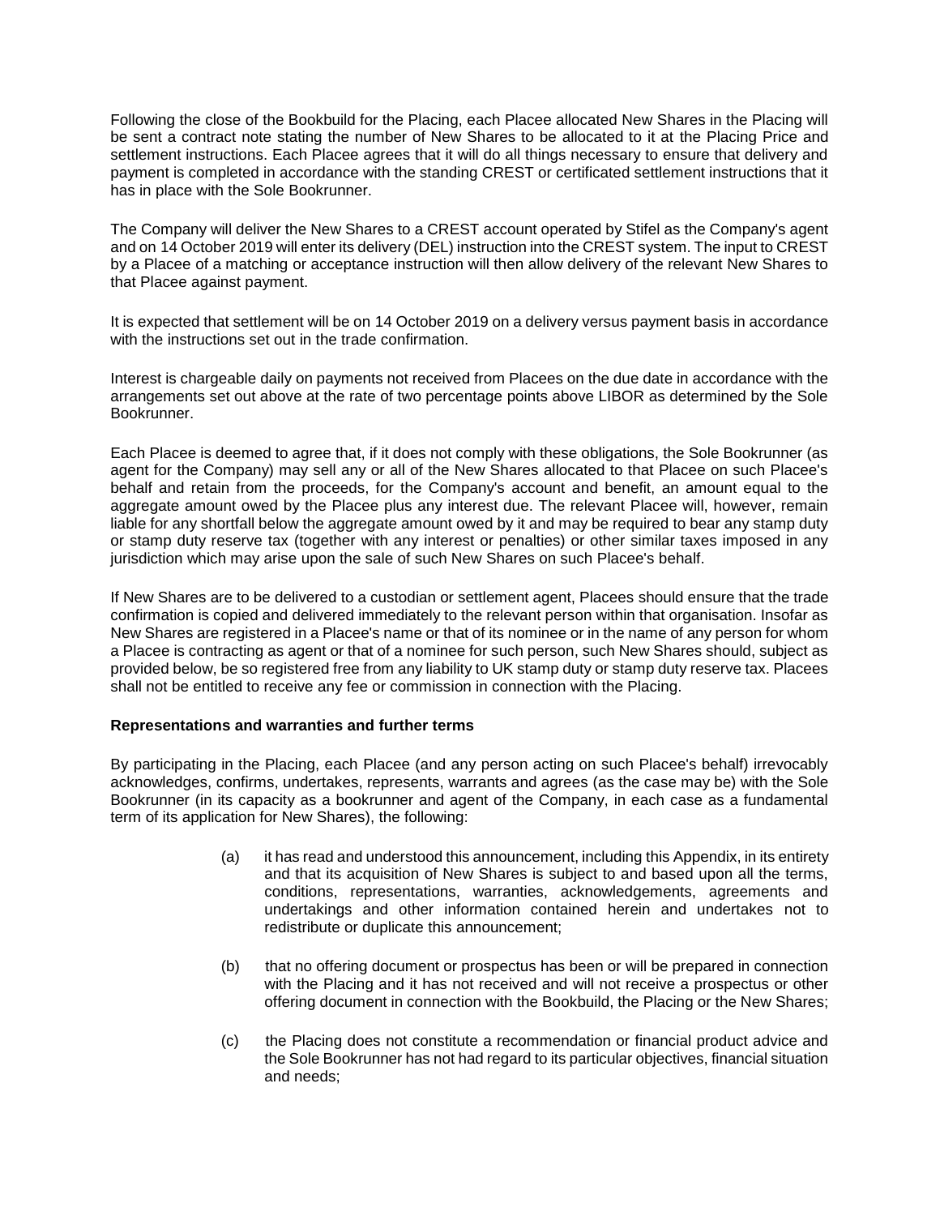Following the close of the Bookbuild for the Placing, each Placee allocated New Shares in the Placing will be sent a contract note stating the number of New Shares to be allocated to it at the Placing Price and settlement instructions. Each Placee agrees that it will do all things necessary to ensure that delivery and payment is completed in accordance with the standing CREST or certificated settlement instructions that it has in place with the Sole Bookrunner.

The Company will deliver the New Shares to a CREST account operated by Stifel as the Company's agent and on 14 October 2019 will enter its delivery (DEL) instruction into the CREST system. The input to CREST by a Placee of a matching or acceptance instruction will then allow delivery of the relevant New Shares to that Placee against payment.

It is expected that settlement will be on 14 October 2019 on a delivery versus payment basis in accordance with the instructions set out in the trade confirmation.

Interest is chargeable daily on payments not received from Placees on the due date in accordance with the arrangements set out above at the rate of two percentage points above LIBOR as determined by the Sole Bookrunner.

Each Placee is deemed to agree that, if it does not comply with these obligations, the Sole Bookrunner (as agent for the Company) may sell any or all of the New Shares allocated to that Placee on such Placee's behalf and retain from the proceeds, for the Company's account and benefit, an amount equal to the aggregate amount owed by the Placee plus any interest due. The relevant Placee will, however, remain liable for any shortfall below the aggregate amount owed by it and may be required to bear any stamp duty or stamp duty reserve tax (together with any interest or penalties) or other similar taxes imposed in any jurisdiction which may arise upon the sale of such New Shares on such Placee's behalf.

If New Shares are to be delivered to a custodian or settlement agent, Placees should ensure that the trade confirmation is copied and delivered immediately to the relevant person within that organisation. Insofar as New Shares are registered in a Placee's name or that of its nominee or in the name of any person for whom a Placee is contracting as agent or that of a nominee for such person, such New Shares should, subject as provided below, be so registered free from any liability to UK stamp duty or stamp duty reserve tax. Placees shall not be entitled to receive any fee or commission in connection with the Placing.

**Representations and warranties and further terms**

By participating in the Placing, each Placee (and any person acting on such Placee's behalf) irrevocably acknowledges, confirms, undertakes, represents, warrants and agrees (as the case may be) with the Sole Bookrunner (in its capacity as a bookrunner and agent of the Company, in each case as a fundamental term of its application for New Shares), the following:

(a) it has read and understood this announcement, including this Appendix, in its entirety and that its acquisition of New Shares is subject to and based upon all the terms, conditions, representations, warranties, acknowledgements, agreements and undertakings and other information contained herein and undertakes not to redistribute or duplicate this announcement;

(b) that no offering document or prospectus has been or will be prepared in connection with the Placing and it has not received and will not receive a prospectus or other offering document in connection with the Bookbuild, the Placing or the New Shares;

(c) the Placing does not constitute a recommendation or financial product advice and the Sole Bookrunner has not had regard to its particular objectives, financial situation and needs;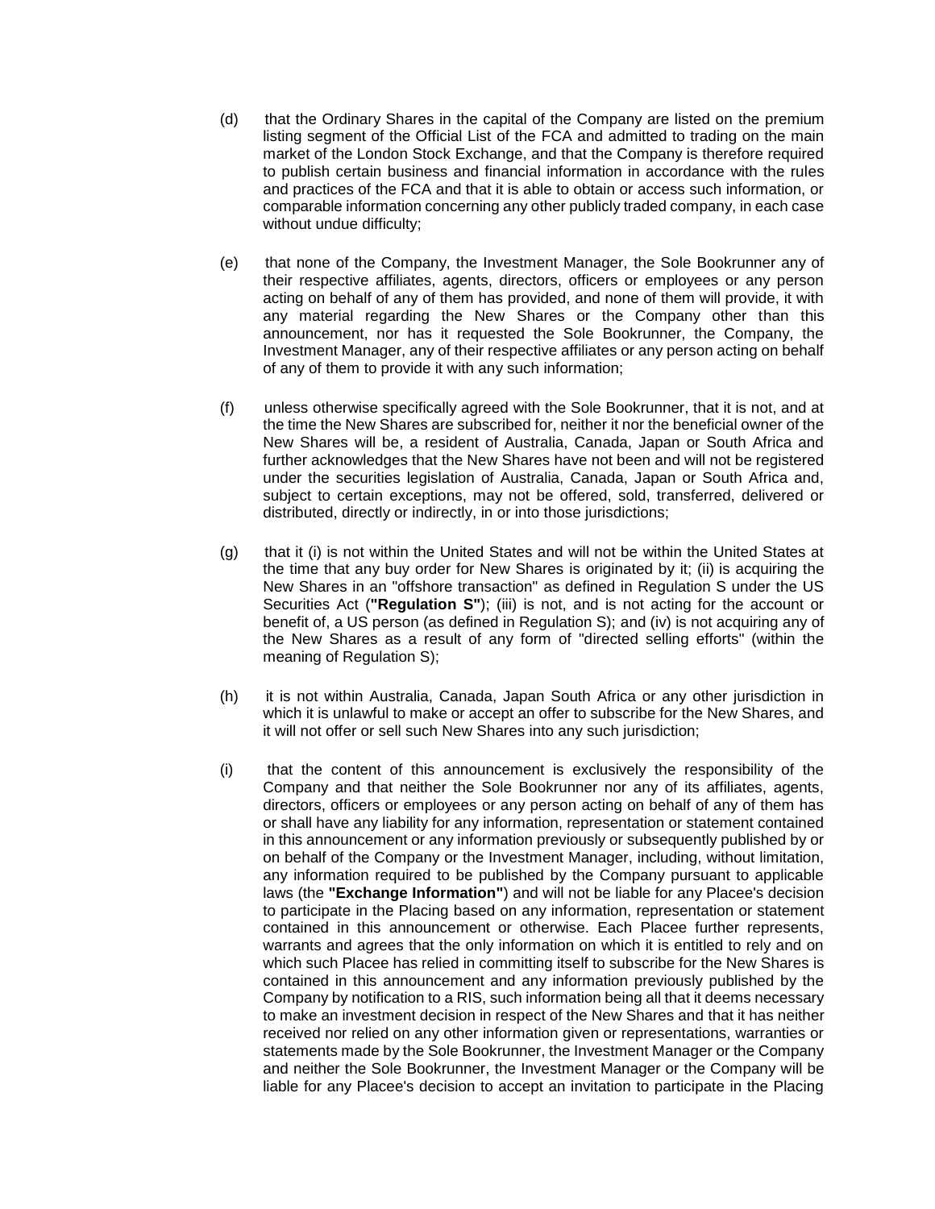(d) that the Ordinary Shares in the capital of the Company are listed on the premium listing segment of the Official List of the FCA and admitted to trading on the main market of the London Stock Exchange, and that the Company is therefore required to publish certain business and financial information in accordance with the rules and practices of the FCA and that it is able to obtain or access such information, or comparable information concerning any other publicly traded company, in each case without undue difficulty;

(e) that none of the Company, the Investment Manager, the Sole Bookrunner any of their respective affiliates, agents, directors, officers or employees or any person acting on behalf of any of them has provided, and none of them will provide, it with any material regarding the New Shares or the Company other than this announcement, nor has it requested the Sole Bookrunner, the Company, the Investment Manager, any of their respective affiliates or any person acting on behalf of any of them to provide it with any such information;

(f) unless otherwise specifically agreed with the Sole Bookrunner, that it is not, and at the time the New Shares are subscribed for, neither it nor the beneficial owner of the New Shares will be, a resident of Australia, Canada, Japan or South Africa and further acknowledges that the New Shares have not been and will not be registered under the securities legislation of Australia, Canada, Japan or South Africa and, subject to certain exceptions, may not be offered, sold, transferred, delivered or distributed, directly or indirectly, in or into those jurisdictions;

(g) that it (i) is not within the United States and will not be within the United States at the time that any buy order for New Shares is originated by it; (ii) is acquiring the New Shares in an "offshore transaction" as defined in Regulation S under the US Securities Act (**"Regulation S"**); (iii) is not, and is not acting for the account or benefit of, a US person (as defined in Regulation S); and (iv) is not acquiring any of the New Shares as a result of any form of "directed selling efforts" (within the meaning of Regulation S);

(h) it is not within Australia, Canada, Japan South Africa or any other jurisdiction in which it is unlawful to make or accept an offer to subscribe for the New Shares, and it will not offer or sell such New Shares into any such jurisdiction;

(i) that the content of this announcement is exclusively the responsibility of the Company and that neither the Sole Bookrunner nor any of its affiliates, agents, directors, officers or employees or any person acting on behalf of any of them has or shall have any liability for any information, representation or statement contained in this announcement or any information previously or subsequently published by or on behalf of the Company or the Investment Manager, including, without limitation, any information required to be published by the Company pursuant to applicable laws (the **"Exchange Information"**) and will not be liable for any Placee's decision to participate in the Placing based on any information, representation or statement contained in this announcement or otherwise. Each Placee further represents, warrants and agrees that the only information on which it is entitled to rely and on which such Placee has relied in committing itself to subscribe for the New Shares is contained in this announcement and any information previously published by the Company by notification to a RIS, such information being all that it deems necessary to make an investment decision in respect of the New Shares and that it has neither received nor relied on any other information given or representations, warranties or statements made by the Sole Bookrunner, the Investment Manager or the Company and neither the Sole Bookrunner, the Investment Manager or the Company will be liable for any Placee's decision to accept an invitation to participate in the Placing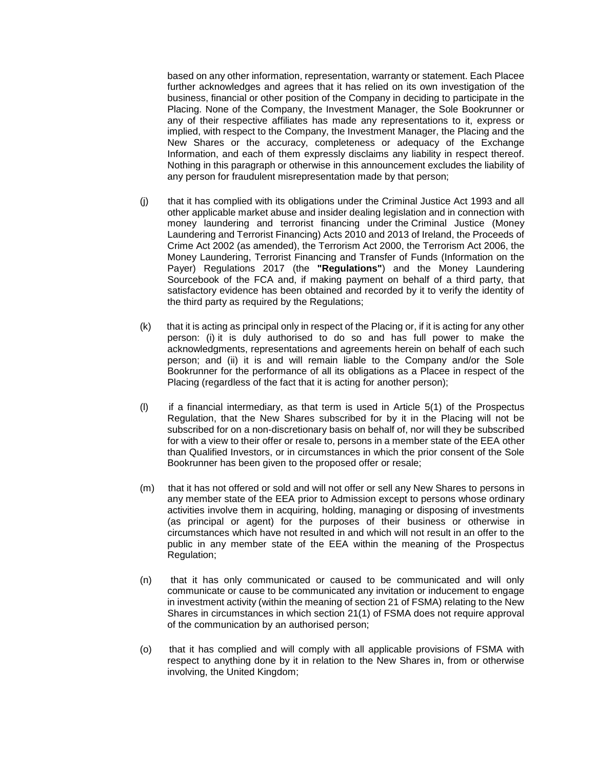based on any other information, representation, warranty or statement. Each Placee further acknowledges and agrees that it has relied on its own investigation of the business, financial or other position of the Company in deciding to participate in the Placing. None of the Company, the Investment Manager, the Sole Bookrunner or any of their respective affiliates has made any representations to it, express or implied, with respect to the Company, the Investment Manager, the Placing and the New Shares or the accuracy, completeness or adequacy of the Exchange Information, and each of them expressly disclaims any liability in respect thereof. Nothing in this paragraph or otherwise in this announcement excludes the liability of any person for fraudulent misrepresentation made by that person;

(j) that it has complied with its obligations under the Criminal Justice Act 1993 and all other applicable market abuse and insider dealing legislation and in connection with money laundering and terrorist financing under the Criminal Justice (Money Laundering and Terrorist Financing) Acts 2010 and 2013 of Ireland, the Proceeds of Crime Act 2002 (as amended), the Terrorism Act 2000, the Terrorism Act 2006, the Money Laundering, Terrorist Financing and Transfer of Funds (Information on the Payer) Regulations 2017 (the **"Regulations"**) and the Money Laundering Sourcebook of the FCA and, if making payment on behalf of a third party, that satisfactory evidence has been obtained and recorded by it to verify the identity of the third party as required by the Regulations;

(k) that it is acting as principal only in respect of the Placing or, if it is acting for any other person: (i) it is duly authorised to do so and has full power to make the acknowledgments, representations and agreements herein on behalf of each such person; and (ii) it is and will remain liable to the Company and/or the Sole Bookrunner for the performance of all its obligations as a Placee in respect of the Placing (regardless of the fact that it is acting for another person);

(l) if a financial intermediary, as that term is used in Article 5(1) of the Prospectus Regulation, that the New Shares subscribed for by it in the Placing will not be subscribed for on a non-discretionary basis on behalf of, nor will they be subscribed for with a view to their offer or resale to, persons in a member state of the EEA other than Qualified Investors, or in circumstances in which the prior consent of the Sole Bookrunner has been given to the proposed offer or resale;

(m) that it has not offered or sold and will not offer or sell any New Shares to persons in any member state of the EEA prior to Admission except to persons whose ordinary activities involve them in acquiring, holding, managing or disposing of investments (as principal or agent) for the purposes of their business or otherwise in circumstances which have not resulted in and which will not result in an offer to the public in any member state of the EEA within the meaning of the Prospectus Regulation;

(n) that it has only communicated or caused to be communicated and will only communicate or cause to be communicated any invitation or inducement to engage in investment activity (within the meaning of section 21 of FSMA) relating to the New Shares in circumstances in which section 21(1) of FSMA does not require approval of the communication by an authorised person;

(o) that it has complied and will comply with all applicable provisions of FSMA with respect to anything done by it in relation to the New Shares in, from or otherwise involving, the United Kingdom;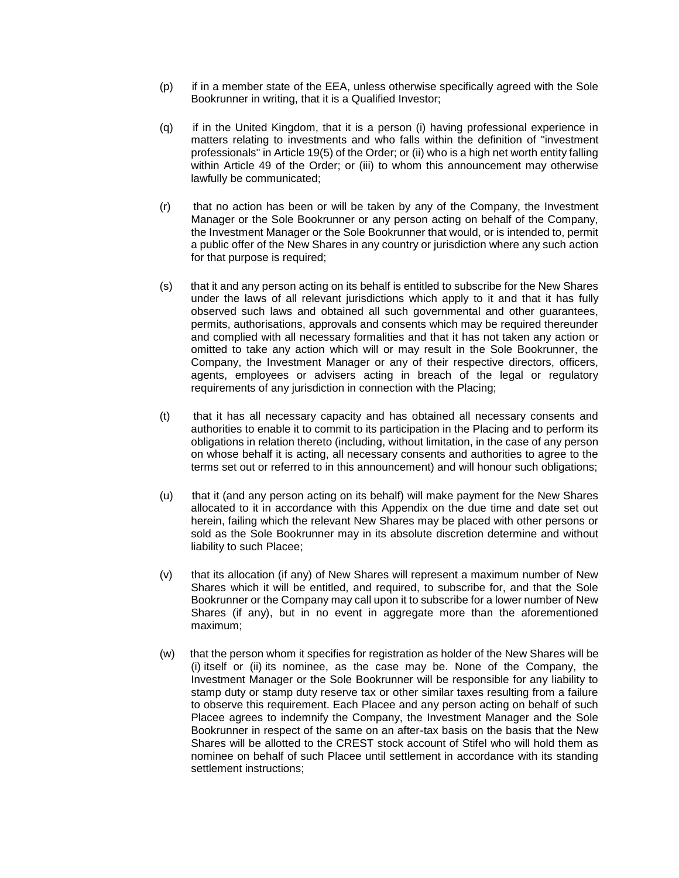(p) if in a member state of the EEA, unless otherwise specifically agreed with the Sole Bookrunner in writing, that it is a Qualified Investor;

(q) if in the United Kingdom, that it is a person (i) having professional experience in matters relating to investments and who falls within the definition of "investment professionals" in Article 19(5) of the Order; or (ii) who is a high net worth entity falling within Article 49 of the Order; or (iii) to whom this announcement may otherwise lawfully be communicated;

(r) that no action has been or will be taken by any of the Company, the Investment Manager or the Sole Bookrunner or any person acting on behalf of the Company, the Investment Manager or the Sole Bookrunner that would, or is intended to, permit a public offer of the New Shares in any country or jurisdiction where any such action for that purpose is required;

(s) that it and any person acting on its behalf is entitled to subscribe for the New Shares under the laws of all relevant jurisdictions which apply to it and that it has fully observed such laws and obtained all such governmental and other guarantees, permits, authorisations, approvals and consents which may be required thereunder and complied with all necessary formalities and that it has not taken any action or omitted to take any action which will or may result in the Sole Bookrunner, the Company, the Investment Manager or any of their respective directors, officers, agents, employees or advisers acting in breach of the legal or regulatory requirements of any jurisdiction in connection with the Placing;

(t) that it has all necessary capacity and has obtained all necessary consents and authorities to enable it to commit to its participation in the Placing and to perform its obligations in relation thereto (including, without limitation, in the case of any person on whose behalf it is acting, all necessary consents and authorities to agree to the terms set out or referred to in this announcement) and will honour such obligations;

(u) that it (and any person acting on its behalf) will make payment for the New Shares allocated to it in accordance with this Appendix on the due time and date set out herein, failing which the relevant New Shares may be placed with other persons or sold as the Sole Bookrunner may in its absolute discretion determine and without liability to such Placee;

(v) that its allocation (if any) of New Shares will represent a maximum number of New Shares which it will be entitled, and required, to subscribe for, and that the Sole Bookrunner or the Company may call upon it to subscribe for a lower number of New Shares (if any), but in no event in aggregate more than the aforementioned maximum;

(w) that the person whom it specifies for registration as holder of the New Shares will be (i) itself or (ii) its nominee, as the case may be. None of the Company, the Investment Manager or the Sole Bookrunner will be responsible for any liability to stamp duty or stamp duty reserve tax or other similar taxes resulting from a failure to observe this requirement. Each Placee and any person acting on behalf of such Placee agrees to indemnify the Company, the Investment Manager and the Sole Bookrunner in respect of the same on an after-tax basis on the basis that the New Shares will be allotted to the CREST stock account of Stifel who will hold them as nominee on behalf of such Placee until settlement in accordance with its standing settlement instructions;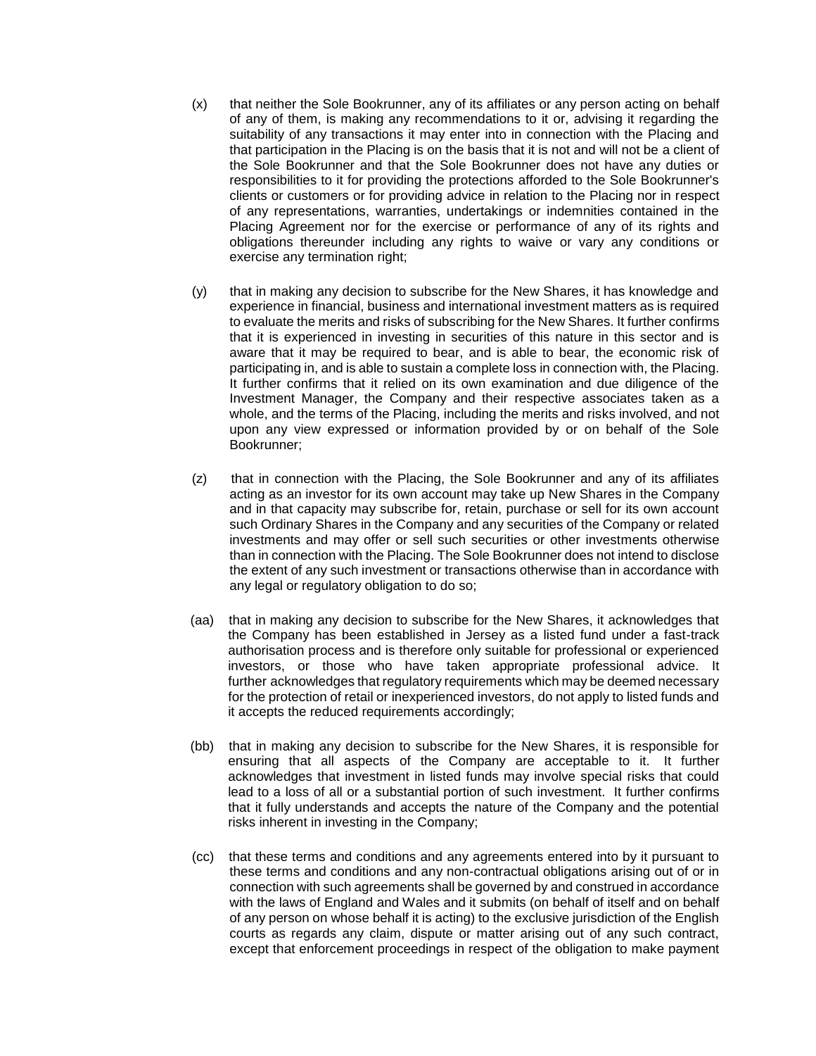(x) that neither the Sole Bookrunner, any of its affiliates or any person acting on behalf of any of them, is making any recommendations to it or, advising it regarding the suitability of any transactions it may enter into in connection with the Placing and that participation in the Placing is on the basis that it is not and will not be a client of the Sole Bookrunner and that the Sole Bookrunner does not have any duties or responsibilities to it for providing the protections afforded to the Sole Bookrunner's clients or customers or for providing advice in relation to the Placing nor in respect of any representations, warranties, undertakings or indemnities contained in the Placing Agreement nor for the exercise or performance of any of its rights and obligations thereunder including any rights to waive or vary any conditions or exercise any termination right;

(y) that in making any decision to subscribe for the New Shares, it has knowledge and experience in financial, business and international investment matters as is required to evaluate the merits and risks of subscribing for the New Shares. It further confirms that it is experienced in investing in securities of this nature in this sector and is aware that it may be required to bear, and is able to bear, the economic risk of participating in, and is able to sustain a complete loss in connection with, the Placing. It further confirms that it relied on its own examination and due diligence of the Investment Manager, the Company and their respective associates taken as a whole, and the terms of the Placing, including the merits and risks involved, and not upon any view expressed or information provided by or on behalf of the Sole Bookrunner;

(z) that in connection with the Placing, the Sole Bookrunner and any of its affiliates acting as an investor for its own account may take up New Shares in the Company and in that capacity may subscribe for, retain, purchase or sell for its own account such Ordinary Shares in the Company and any securities of the Company or related investments and may offer or sell such securities or other investments otherwise than in connection with the Placing. The Sole Bookrunner does not intend to disclose the extent of any such investment or transactions otherwise than in accordance with any legal or regulatory obligation to do so;

(aa) that in making any decision to subscribe for the New Shares, it acknowledges that the Company has been established in Jersey as a listed fund under a fast-track authorisation process and is therefore only suitable for professional or experienced investors, or those who have taken appropriate professional advice. It further acknowledges that regulatory requirements which may be deemed necessary for the protection of retail or inexperienced investors, do not apply to listed funds and it accepts the reduced requirements accordingly;

(bb) that in making any decision to subscribe for the New Shares, it is responsible for ensuring that all aspects of the Company are acceptable to it. It further acknowledges that investment in listed funds may involve special risks that could lead to a loss of all or a substantial portion of such investment. It further confirms that it fully understands and accepts the nature of the Company and the potential risks inherent in investing in the Company;

(cc) that these terms and conditions and any agreements entered into by it pursuant to these terms and conditions and any non-contractual obligations arising out of or in connection with such agreements shall be governed by and construed in accordance with the laws of England and Wales and it submits (on behalf of itself and on behalf of any person on whose behalf it is acting) to the exclusive jurisdiction of the English courts as regards any claim, dispute or matter arising out of any such contract, except that enforcement proceedings in respect of the obligation to make payment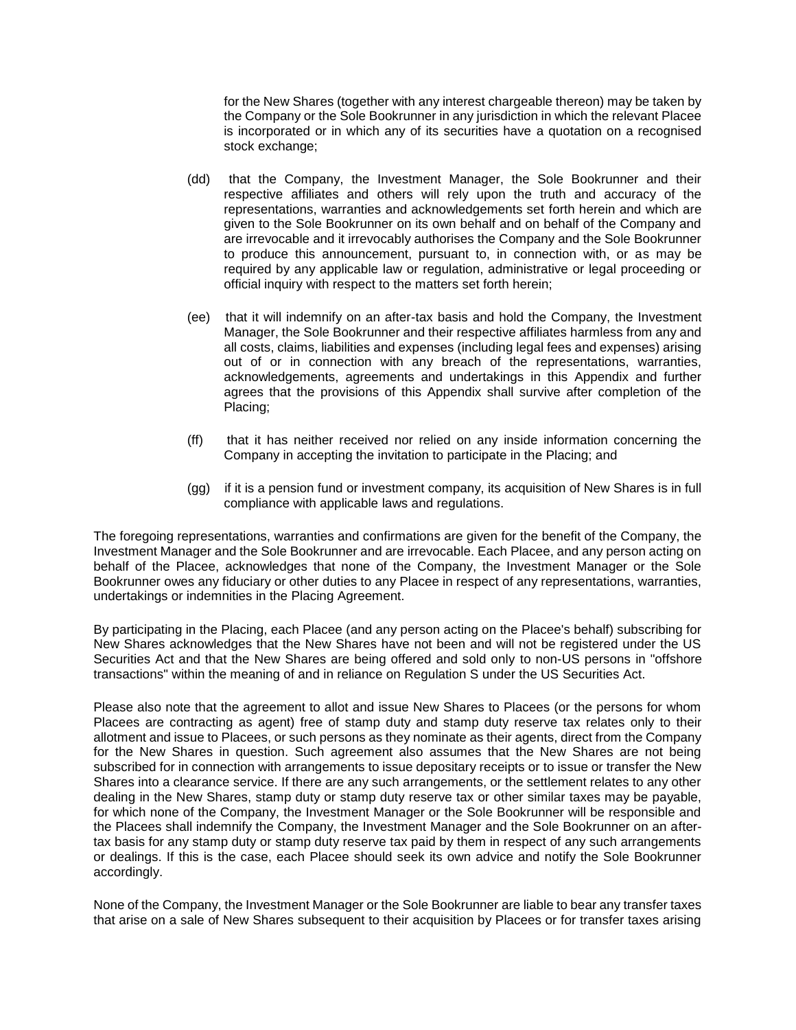for the New Shares (together with any interest chargeable thereon) may be taken by the Company or the Sole Bookrunner in any jurisdiction in which the relevant Placee is incorporated or in which any of its securities have a quotation on a recognised stock exchange;

(dd) that the Company, the Investment Manager, the Sole Bookrunner and their respective affiliates and others will rely upon the truth and accuracy of the representations, warranties and acknowledgements set forth herein and which are given to the Sole Bookrunner on its own behalf and on behalf of the Company and are irrevocable and it irrevocably authorises the Company and the Sole Bookrunner to produce this announcement, pursuant to, in connection with, or as may be required by any applicable law or regulation, administrative or legal proceeding or official inquiry with respect to the matters set forth herein;

(ee) that it will indemnify on an after-tax basis and hold the Company, the Investment Manager, the Sole Bookrunner and their respective affiliates harmless from any and all costs, claims, liabilities and expenses (including legal fees and expenses) arising out of or in connection with any breach of the representations, warranties, acknowledgements, agreements and undertakings in this Appendix and further agrees that the provisions of this Appendix shall survive after completion of the Placing;

(ff) that it has neither received nor relied on any inside information concerning the Company in accepting the invitation to participate in the Placing; and

(gg) if it is a pension fund or investment company, its acquisition of New Shares is in full compliance with applicable laws and regulations.

The foregoing representations, warranties and confirmations are given for the benefit of the Company, the Investment Manager and the Sole Bookrunner and are irrevocable. Each Placee, and any person acting on behalf of the Placee, acknowledges that none of the Company, the Investment Manager or the Sole Bookrunner owes any fiduciary or other duties to any Placee in respect of any representations, warranties, undertakings or indemnities in the Placing Agreement.

By participating in the Placing, each Placee (and any person acting on the Placee's behalf) subscribing for New Shares acknowledges that the New Shares have not been and will not be registered under the US Securities Act and that the New Shares are being offered and sold only to non-US persons in "offshore transactions" within the meaning of and in reliance on Regulation S under the US Securities Act.

Please also note that the agreement to allot and issue New Shares to Placees (or the persons for whom Placees are contracting as agent) free of stamp duty and stamp duty reserve tax relates only to their allotment and issue to Placees, or such persons as they nominate as their agents, direct from the Company for the New Shares in question. Such agreement also assumes that the New Shares are not being subscribed for in connection with arrangements to issue depositary receipts or to issue or transfer the New Shares into a clearance service. If there are any such arrangements, or the settlement relates to any other dealing in the New Shares, stamp duty or stamp duty reserve tax or other similar taxes may be payable, for which none of the Company, the Investment Manager or the Sole Bookrunner will be responsible and the Placees shall indemnify the Company, the Investment Manager and the Sole Bookrunner on an after-tax basis for any stamp duty or stamp duty reserve tax paid by them in respect of any such arrangements or dealings. If this is the case, each Placee should seek its own advice and notify the Sole Bookrunner accordingly.

None of the Company, the Investment Manager or the Sole Bookrunner are liable to bear any transfer taxes that arise on a sale of New Shares subsequent to their acquisition by Placees or for transfer taxes arising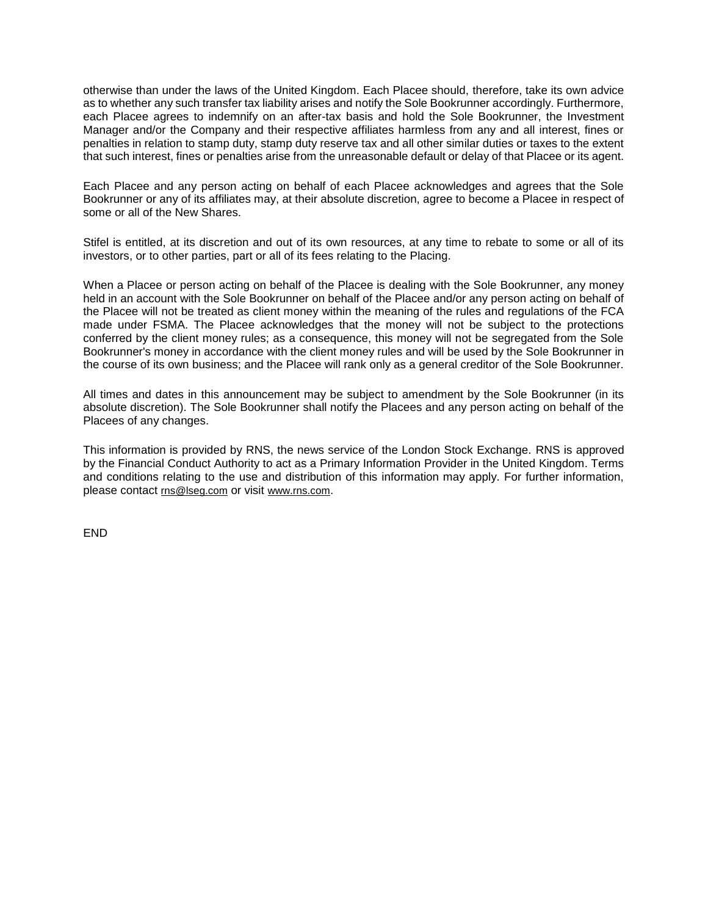otherwise than under the laws of the United Kingdom. Each Placee should, therefore, take its own advice as to whether any such transfer tax liability arises and notify the Sole Bookrunner accordingly. Furthermore, each Placee agrees to indemnify on an after-tax basis and hold the Sole Bookrunner, the Investment Manager and/or the Company and their respective affiliates harmless from any and all interest, fines or penalties in relation to stamp duty, stamp duty reserve tax and all other similar duties or taxes to the extent that such interest, fines or penalties arise from the unreasonable default or delay of that Placee or its agent.

Each Placee and any person acting on behalf of each Placee acknowledges and agrees that the Sole Bookrunner or any of its affiliates may, at their absolute discretion, agree to become a Placee in respect of some or all of the New Shares.

Stifel is entitled, at its discretion and out of its own resources, at any time to rebate to some or all of its investors, or to other parties, part or all of its fees relating to the Placing.

When a Placee or person acting on behalf of the Placee is dealing with the Sole Bookrunner, any money held in an account with the Sole Bookrunner on behalf of the Placee and/or any person acting on behalf of the Placee will not be treated as client money within the meaning of the rules and regulations of the FCA made under FSMA. The Placee acknowledges that the money will not be subject to the protections conferred by the client money rules; as a consequence, this money will not be segregated from the Sole Bookrunner's money in accordance with the client money rules and will be used by the Sole Bookrunner in the course of its own business; and the Placee will rank only as a general creditor of the Sole Bookrunner.

All times and dates in this announcement may be subject to amendment by the Sole Bookrunner (in its absolute discretion). The Sole Bookrunner shall notify the Placees and any person acting on behalf of the Placees of any changes.

This information is provided by RNS, the news service of the London Stock Exchange. RNS is approved by the Financial Conduct Authority to act as a Primary Information Provider in the United Kingdom. Terms and conditions relating to the use and distribution of this information may apply. For further information, please contact rns@lseg.com or visit www.rns.com.

END